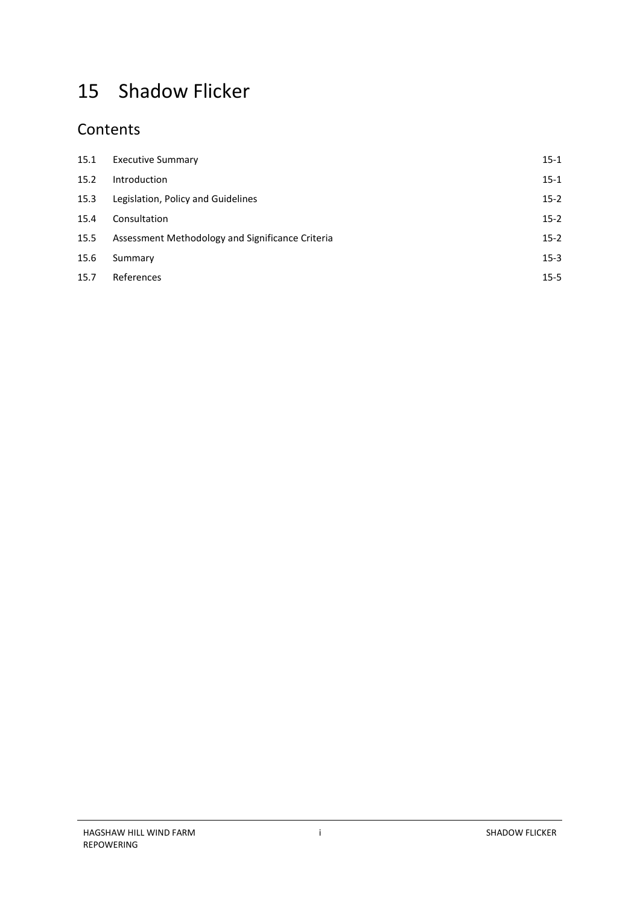# 15 Shadow Flicker

## Contents

| | | |
|---|---|---|
| 15.1 | Executive Summary | 15-1 |
| 15.2 | Introduction | 15-1 |
| 15.3 | Legislation, Policy and Guidelines | 15-2 |
| 15.4 | Consultation | 15-2 |
| 15.5 | Assessment Methodology and Significance Criteria | 15-2 |
| 15.6 | Summary | 15-3 |
| 15.7 | References | 15-5 |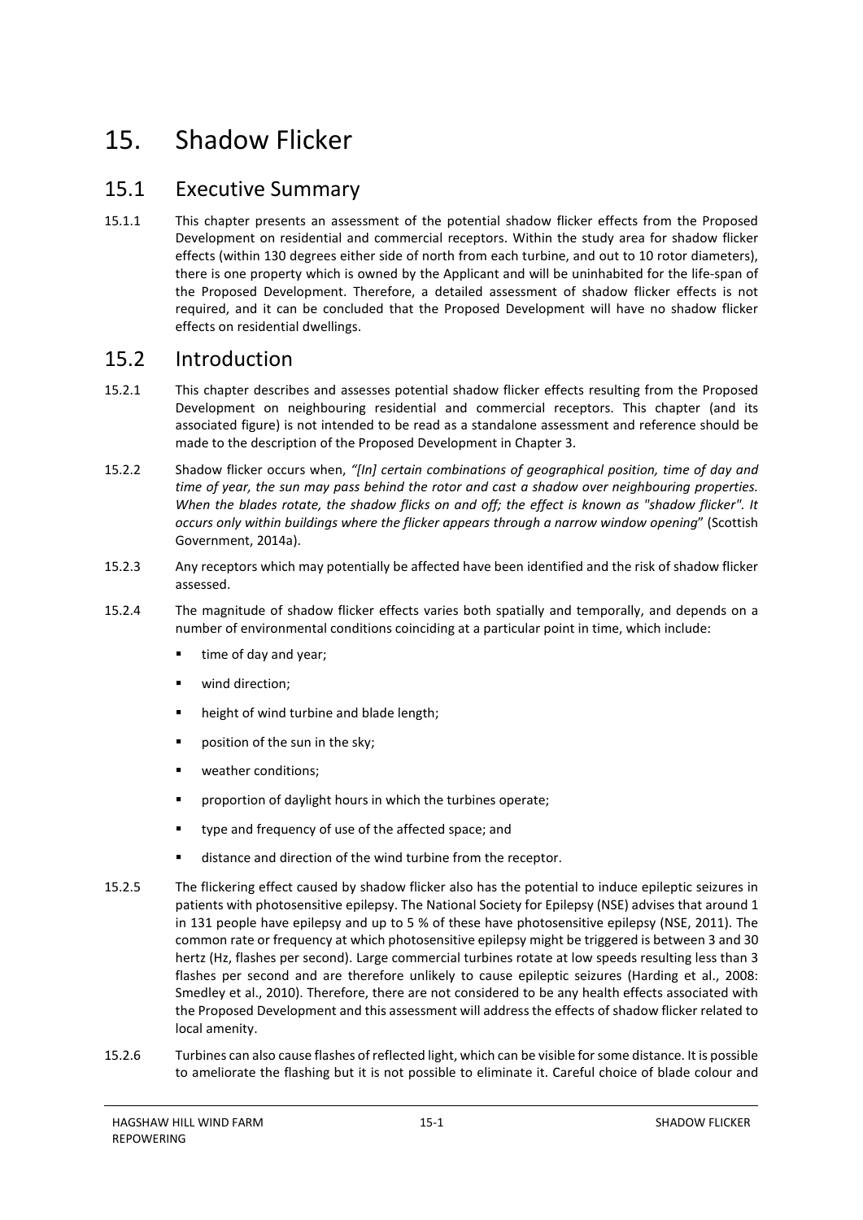# 15. Shadow Flicker

## 15.1 Executive Summary

15.1.1 This chapter presents an assessment of the potential shadow flicker effects from the Proposed Development on residential and commercial receptors. Within the study area for shadow flicker effects (within 130 degrees either side of north from each turbine, and out to 10 rotor diameters), there is one property which is owned by the Applicant and will be uninhabited for the life-span of the Proposed Development. Therefore, a detailed assessment of shadow flicker effects is not required, and it can be concluded that the Proposed Development will have no shadow flicker effects on residential dwellings.

## 15.2 Introduction

15.2.1 This chapter describes and assesses potential shadow flicker effects resulting from the Proposed Development on neighbouring residential and commercial receptors. This chapter (and its associated figure) is not intended to be read as a standalone assessment and reference should be made to the description of the Proposed Development in Chapter 3.

15.2.2 Shadow flicker occurs when, *"[In] certain combinations of geographical position, time of day and time of year, the sun may pass behind the rotor and cast a shadow over neighbouring properties. When the blades rotate, the shadow flicks on and off; the effect is known as "shadow flicker". It occurs only within buildings where the flicker appears through a narrow window opening*" (Scottish Government, 2014a).

15.2.3 Any receptors which may potentially be affected have been identified and the risk of shadow flicker assessed.

15.2.4 The magnitude of shadow flicker effects varies both spatially and temporally, and depends on a number of environmental conditions coinciding at a particular point in time, which include:

- time of day and year;
- wind direction;
- height of wind turbine and blade length;
- position of the sun in the sky;
- weather conditions;
- proportion of daylight hours in which the turbines operate;
- type and frequency of use of the affected space; and
- distance and direction of the wind turbine from the receptor.

15.2.5 The flickering effect caused by shadow flicker also has the potential to induce epileptic seizures in patients with photosensitive epilepsy. The National Society for Epilepsy (NSE) advises that around 1 in 131 people have epilepsy and up to 5 % of these have photosensitive epilepsy (NSE, 2011). The common rate or frequency at which photosensitive epilepsy might be triggered is between 3 and 30 hertz (Hz, flashes per second). Large commercial turbines rotate at low speeds resulting less than 3 flashes per second and are therefore unlikely to cause epileptic seizures (Harding et al., 2008: Smedley et al., 2010). Therefore, there are not considered to be any health effects associated with the Proposed Development and this assessment will address the effects of shadow flicker related to local amenity.

15.2.6 Turbines can also cause flashes of reflected light, which can be visible for some distance. It is possible to ameliorate the flashing but it is not possible to eliminate it. Careful choice of blade colour and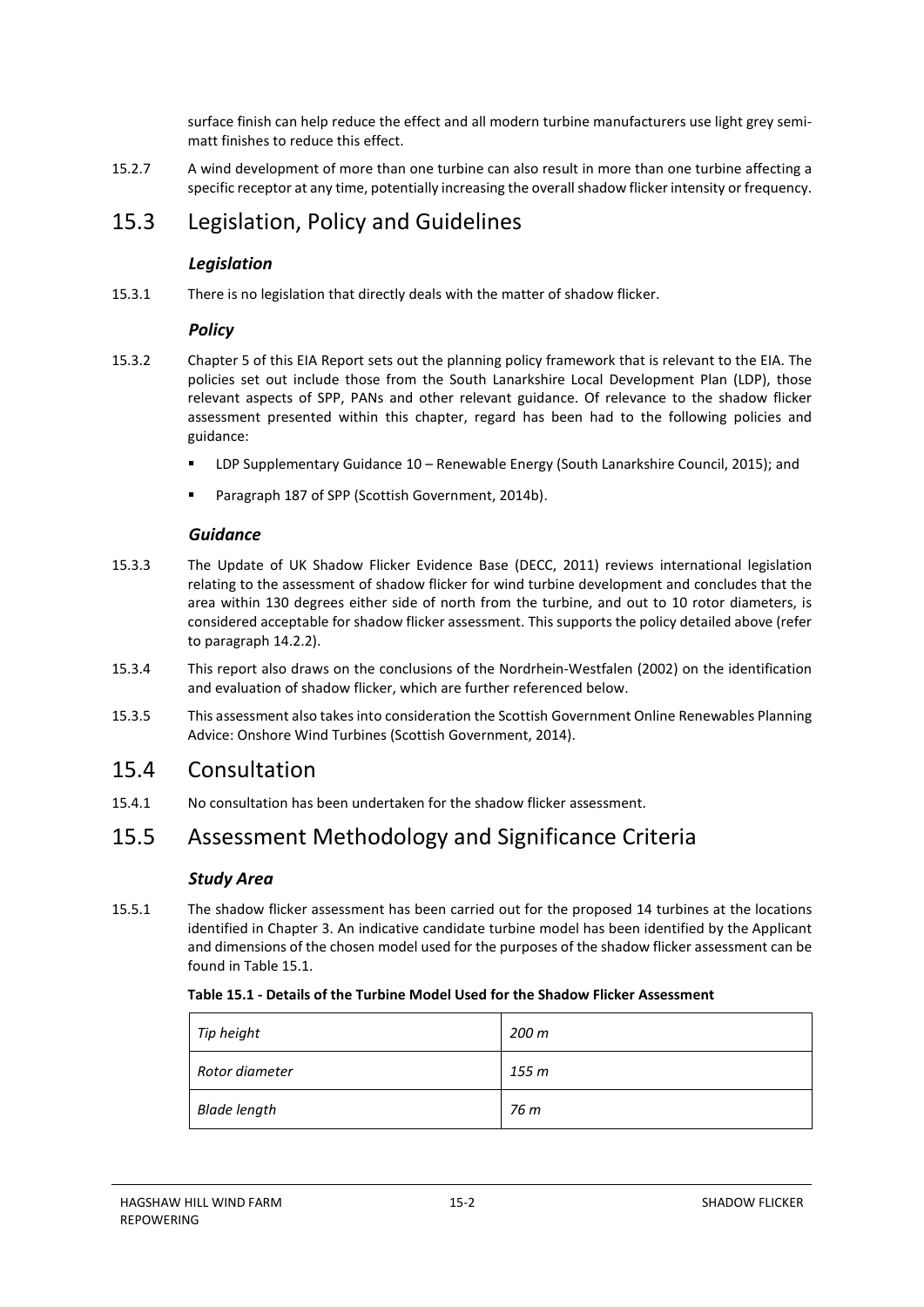surface finish can help reduce the effect and all modern turbine manufacturers use light grey semi-matt finishes to reduce this effect.

15.2.7 A wind development of more than one turbine can also result in more than one turbine affecting a specific receptor at any time, potentially increasing the overall shadow flicker intensity or frequency.

## 15.3 Legislation, Policy and Guidelines

### *Legislation*

15.3.1 There is no legislation that directly deals with the matter of shadow flicker.

### *Policy*

15.3.2 Chapter 5 of this EIA Report sets out the planning policy framework that is relevant to the EIA. The policies set out include those from the South Lanarkshire Local Development Plan (LDP), those relevant aspects of SPP, PANs and other relevant guidance. Of relevance to the shadow flicker assessment presented within this chapter, regard has been had to the following policies and guidance:

- LDP Supplementary Guidance 10 – Renewable Energy (South Lanarkshire Council, 2015); and
- Paragraph 187 of SPP (Scottish Government, 2014b).

### *Guidance*

15.3.3 The Update of UK Shadow Flicker Evidence Base (DECC, 2011) reviews international legislation relating to the assessment of shadow flicker for wind turbine development and concludes that the area within 130 degrees either side of north from the turbine, and out to 10 rotor diameters, is considered acceptable for shadow flicker assessment. This supports the policy detailed above (refer to paragraph 14.2.2).

15.3.4 This report also draws on the conclusions of the Nordrhein-Westfalen (2002) on the identification and evaluation of shadow flicker, which are further referenced below.

15.3.5 This assessment also takes into consideration the Scottish Government Online Renewables Planning Advice: Onshore Wind Turbines (Scottish Government, 2014).

## 15.4 Consultation

15.4.1 No consultation has been undertaken for the shadow flicker assessment.

## 15.5 Assessment Methodology and Significance Criteria

### *Study Area*

15.5.1 The shadow flicker assessment has been carried out for the proposed 14 turbines at the locations identified in Chapter 3. An indicative candidate turbine model has been identified by the Applicant and dimensions of the chosen model used for the purposes of the shadow flicker assessment can be found in Table 15.1.

**Table 15.1 - Details of the Turbine Model Used for the Shadow Flicker Assessment**

| | |
|---|---|
| *Tip height* | *200 m* |
| *Rotor diameter* | *155 m* |
| *Blade length* | *76 m* |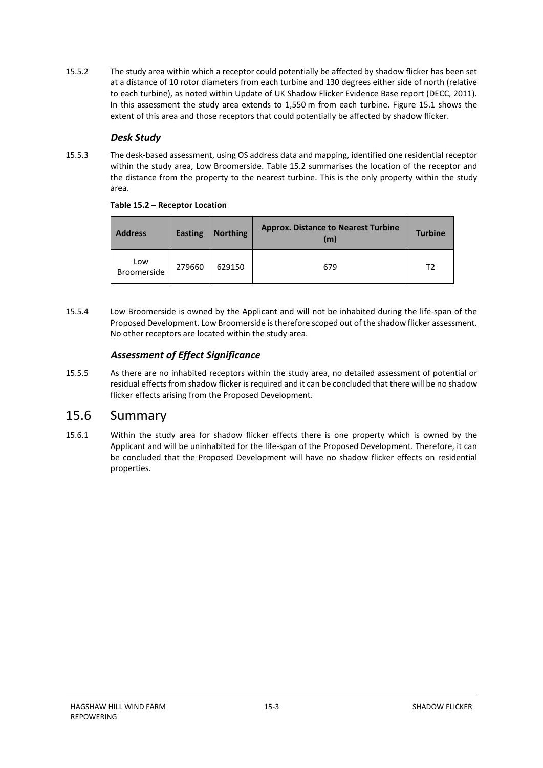15.5.2 The study area within which a receptor could potentially be affected by shadow flicker has been set at a distance of 10 rotor diameters from each turbine and 130 degrees either side of north (relative to each turbine), as noted within Update of UK Shadow Flicker Evidence Base report (DECC, 2011). In this assessment the study area extends to 1,550 m from each turbine. Figure 15.1 shows the extent of this area and those receptors that could potentially be affected by shadow flicker.

### *Desk Study*

15.5.3 The desk-based assessment, using OS address data and mapping, identified one residential receptor within the study area, Low Broomerside. Table 15.2 summarises the location of the receptor and the distance from the property to the nearest turbine. This is the only property within the study area.

**Table 15.2 – Receptor Location**

| Address | Easting | Northing | Approx. Distance to Nearest Turbine (m) | Turbine |
|---|---|---|---|---|
| Low Broomerside | 279660 | 629150 | 679 | T2 |

15.5.4 Low Broomerside is owned by the Applicant and will not be inhabited during the life-span of the Proposed Development. Low Broomerside is therefore scoped out of the shadow flicker assessment. No other receptors are located within the study area.

### *Assessment of Effect Significance*

15.5.5 As there are no inhabited receptors within the study area, no detailed assessment of potential or residual effects from shadow flicker is required and it can be concluded that there will be no shadow flicker effects arising from the Proposed Development.

## 15.6 Summary

15.6.1 Within the study area for shadow flicker effects there is one property which is owned by the Applicant and will be uninhabited for the life-span of the Proposed Development. Therefore, it can be concluded that the Proposed Development will have no shadow flicker effects on residential properties.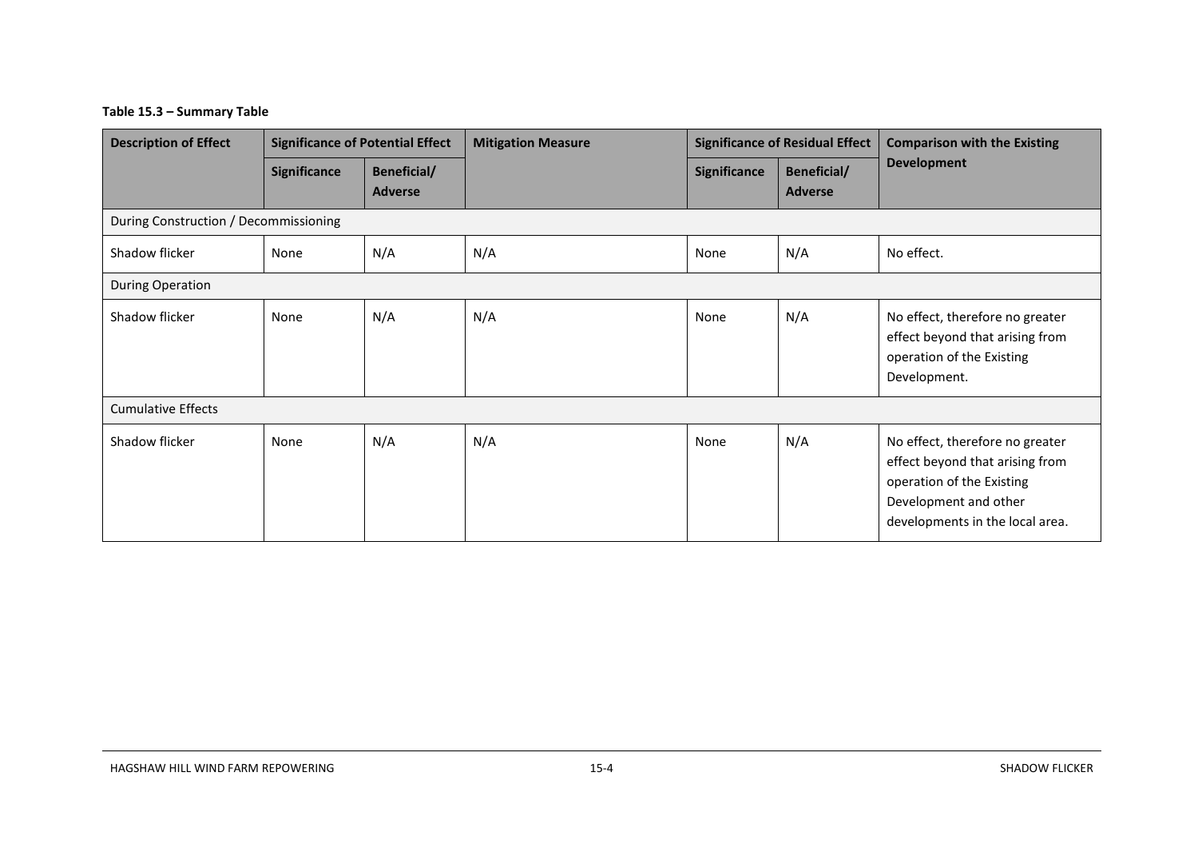**Table 15.3 – Summary Table**

| Description of Effect | Significance of Potential Effect | | Mitigation Measure | Significance of Residual Effect | | Comparison with the Existing Development |
|---|---|---|---|---|---|---|
| | Significance | Beneficial/ Adverse | | Significance | Beneficial/ Adverse | |
| During Construction / Decommissioning | | | | | | |
| Shadow flicker | None | N/A | N/A | None | N/A | No effect. |
| During Operation | | | | | | |
| Shadow flicker | None | N/A | N/A | None | N/A | No effect, therefore no greater effect beyond that arising from operation of the Existing Development. |
| Cumulative Effects | | | | | | |
| Shadow flicker | None | N/A | N/A | None | N/A | No effect, therefore no greater effect beyond that arising from operation of the Existing Development and other developments in the local area. |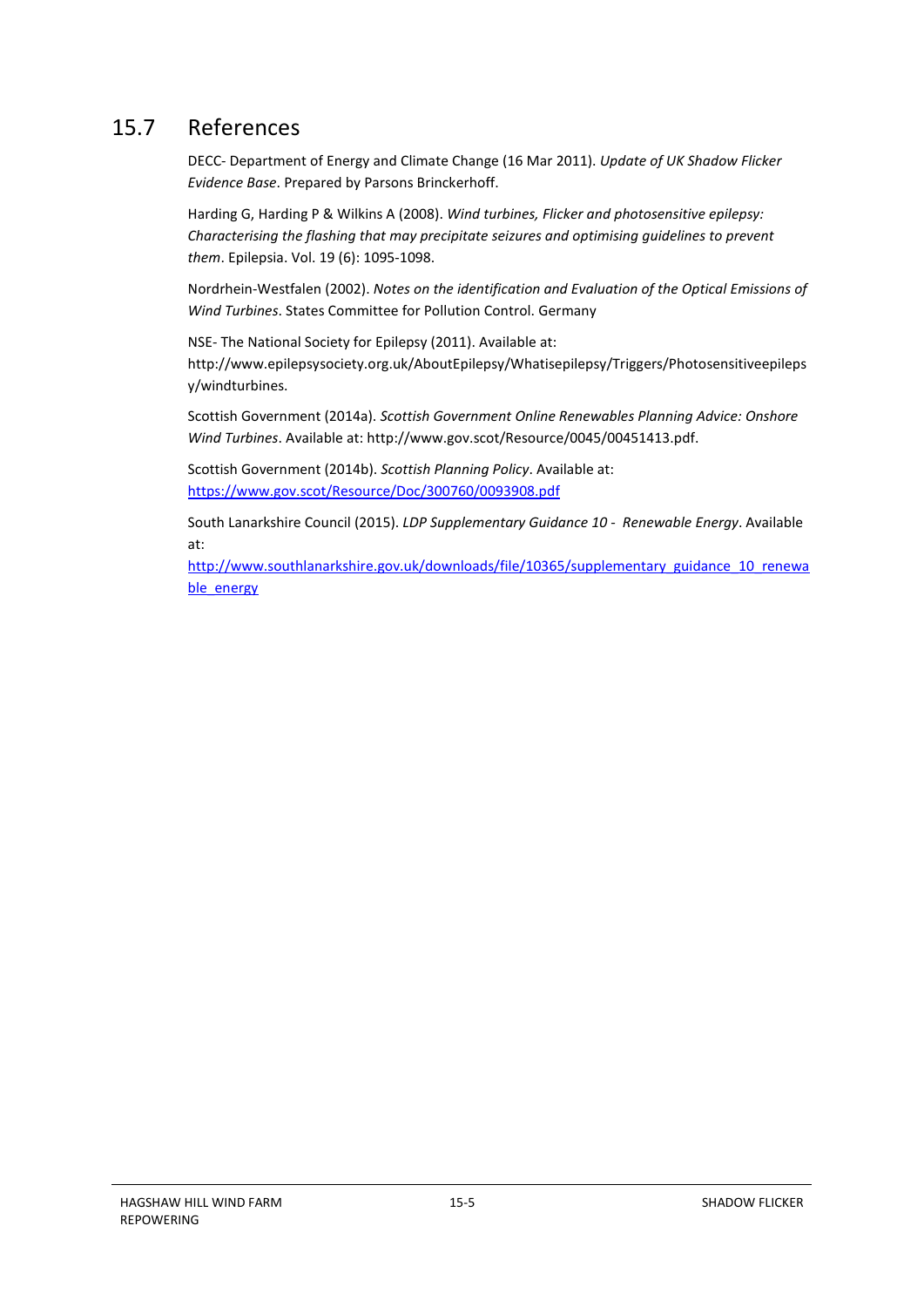## 15.7 References

DECC- Department of Energy and Climate Change (16 Mar 2011). *Update of UK Shadow Flicker Evidence Base*. Prepared by Parsons Brinckerhoff.

Harding G, Harding P & Wilkins A (2008). *Wind turbines, Flicker and photosensitive epilepsy: Characterising the flashing that may precipitate seizures and optimising guidelines to prevent them*. Epilepsia. Vol. 19 (6): 1095-1098.

Nordrhein-Westfalen (2002). *Notes on the identification and Evaluation of the Optical Emissions of Wind Turbines*. States Committee for Pollution Control. Germany

NSE- The National Society for Epilepsy (2011). Available at: http://www.epilepsysociety.org.uk/AboutEpilepsy/Whatisepilepsy/Triggers/Photosensitiveepilepsy/windturbines.

Scottish Government (2014a). *Scottish Government Online Renewables Planning Advice: Onshore Wind Turbines*. Available at: http://www.gov.scot/Resource/0045/00451413.pdf.

Scottish Government (2014b). *Scottish Planning Policy*. Available at: https://www.gov.scot/Resource/Doc/300760/0093908.pdf

South Lanarkshire Council (2015). *LDP Supplementary Guidance 10 - Renewable Energy*. Available at: http://www.southlanarkshire.gov.uk/downloads/file/10365/supplementary_guidance_10_renewable_energy